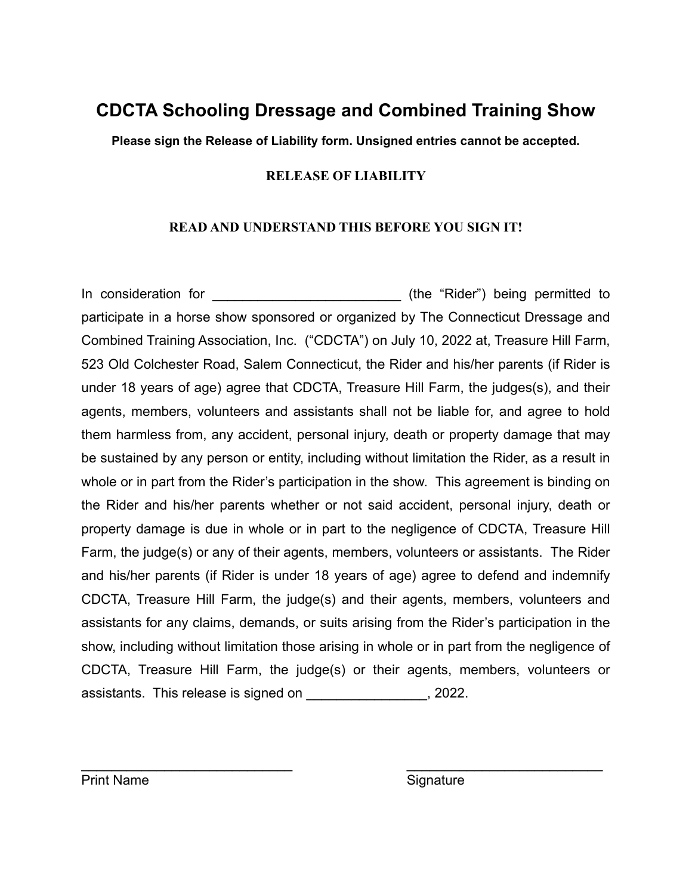# CDCTA Schooling Dressage and Combined Training Show

**Please sign the Release of Liability form. Unsigned entries cannot be accepted.**

**RELEASE OF LIABILITY**

**READ AND UNDERSTAND THIS BEFORE YOU SIGN IT!**

In consideration for _________________________ (the "Rider") being permitted to participate in a horse show sponsored or organized by The Connecticut Dressage and Combined Training Association, Inc. ("CDCTA") on July 10, 2022 at, Treasure Hill Farm, 523 Old Colchester Road, Salem Connecticut, the Rider and his/her parents (if Rider is under 18 years of age) agree that CDCTA, Treasure Hill Farm, the judges(s), and their agents, members, volunteers and assistants shall not be liable for, and agree to hold them harmless from, any accident, personal injury, death or property damage that may be sustained by any person or entity, including without limitation the Rider, as a result in whole or in part from the Rider's participation in the show. This agreement is binding on the Rider and his/her parents whether or not said accident, personal injury, death or property damage is due in whole or in part to the negligence of CDCTA, Treasure Hill Farm, the judge(s) or any of their agents, members, volunteers or assistants. The Rider and his/her parents (if Rider is under 18 years of age) agree to defend and indemnify CDCTA, Treasure Hill Farm, the judge(s) and their agents, members, volunteers and assistants for any claims, demands, or suits arising from the Rider's participation in the show, including without limitation those arising in whole or in part from the negligence of CDCTA, Treasure Hill Farm, the judge(s) or their agents, members, volunteers or assistants. This release is signed on ________________, 2022.

____________________________ &nbsp;&nbsp;&nbsp;&nbsp;&nbsp;&nbsp;&nbsp;&nbsp; __________________________

Print Name &nbsp;&nbsp;&nbsp;&nbsp;&nbsp;&nbsp;&nbsp;&nbsp;&nbsp;&nbsp;&nbsp;&nbsp;&nbsp;&nbsp;&nbsp;&nbsp;&nbsp;&nbsp;&nbsp;&nbsp;&nbsp;&nbsp;&nbsp;&nbsp;&nbsp;&nbsp;&nbsp;&nbsp;&nbsp;&nbsp; Signature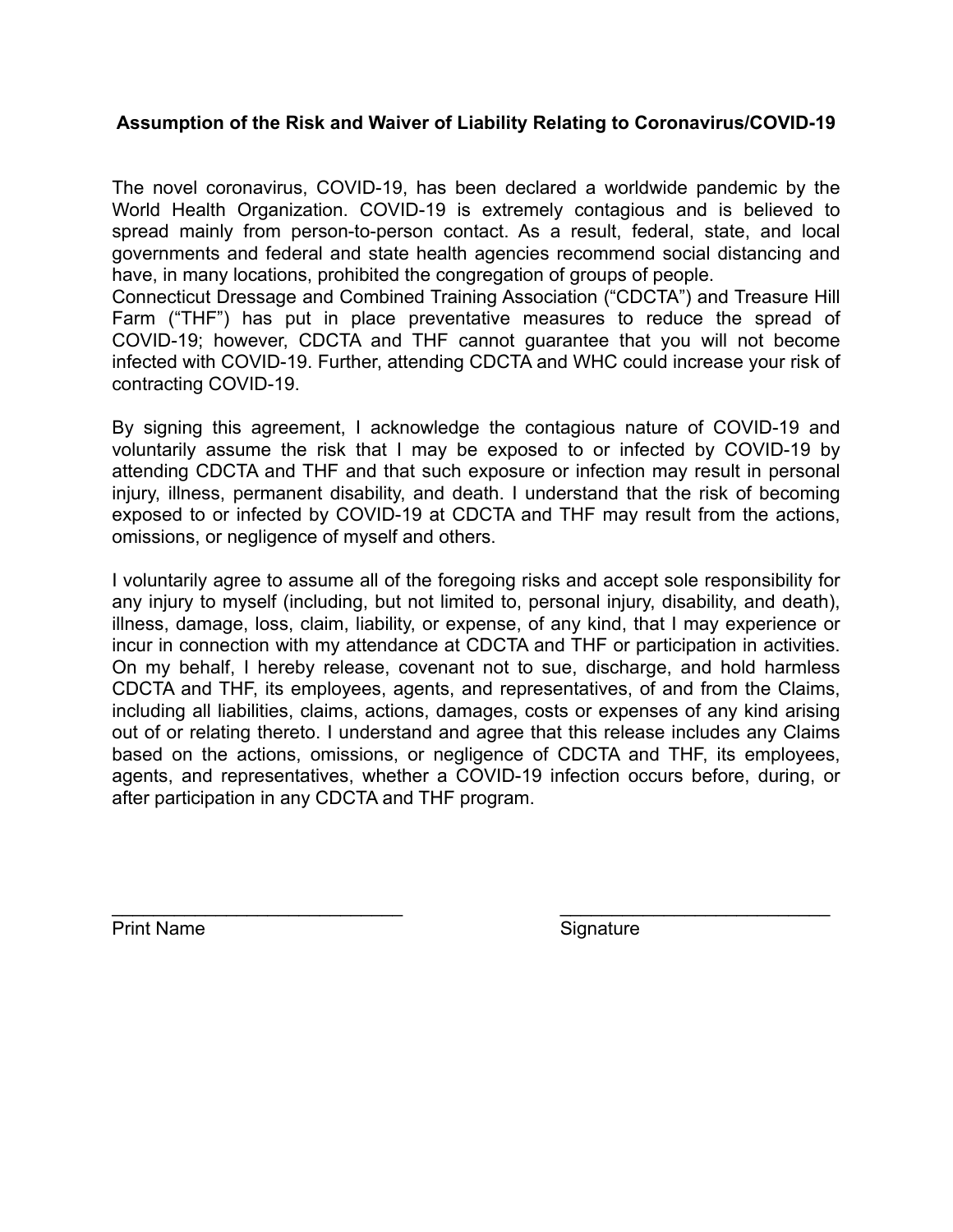**Assumption of the Risk and Waiver of Liability Relating to Coronavirus/COVID-19**

The novel coronavirus, COVID-19, has been declared a worldwide pandemic by the World Health Organization. COVID-19 is extremely contagious and is believed to spread mainly from person-to-person contact. As a result, federal, state, and local governments and federal and state health agencies recommend social distancing and have, in many locations, prohibited the congregation of groups of people.
Connecticut Dressage and Combined Training Association ("CDCTA") and Treasure Hill Farm ("THF") has put in place preventative measures to reduce the spread of COVID-19; however, CDCTA and THF cannot guarantee that you will not become infected with COVID-19. Further, attending CDCTA and WHC could increase your risk of contracting COVID-19.

By signing this agreement, I acknowledge the contagious nature of COVID-19 and voluntarily assume the risk that I may be exposed to or infected by COVID-19 by attending CDCTA and THF and that such exposure or infection may result in personal injury, illness, permanent disability, and death. I understand that the risk of becoming exposed to or infected by COVID-19 at CDCTA and THF may result from the actions, omissions, or negligence of myself and others.

I voluntarily agree to assume all of the foregoing risks and accept sole responsibility for any injury to myself (including, but not limited to, personal injury, disability, and death), illness, damage, loss, claim, liability, or expense, of any kind, that I may experience or incur in connection with my attendance at CDCTA and THF or participation in activities. On my behalf, I hereby release, covenant not to sue, discharge, and hold harmless CDCTA and THF, its employees, agents, and representatives, of and from the Claims, including all liabilities, claims, actions, damages, costs or expenses of any kind arising out of or relating thereto. I understand and agree that this release includes any Claims based on the actions, omissions, or negligence of CDCTA and THF, its employees, agents, and representatives, whether a COVID-19 infection occurs before, during, or after participation in any CDCTA and THF program.

\_\_\_\_\_\_\_\_\_\_\_\_\_\_\_\_\_\_\_\_\_\_\_\_\_\_\_\_\_\_ \_\_\_\_\_\_\_\_\_\_\_\_\_\_\_\_\_\_\_\_\_\_\_\_\_\_\_\_\_\_

Print Name Signature